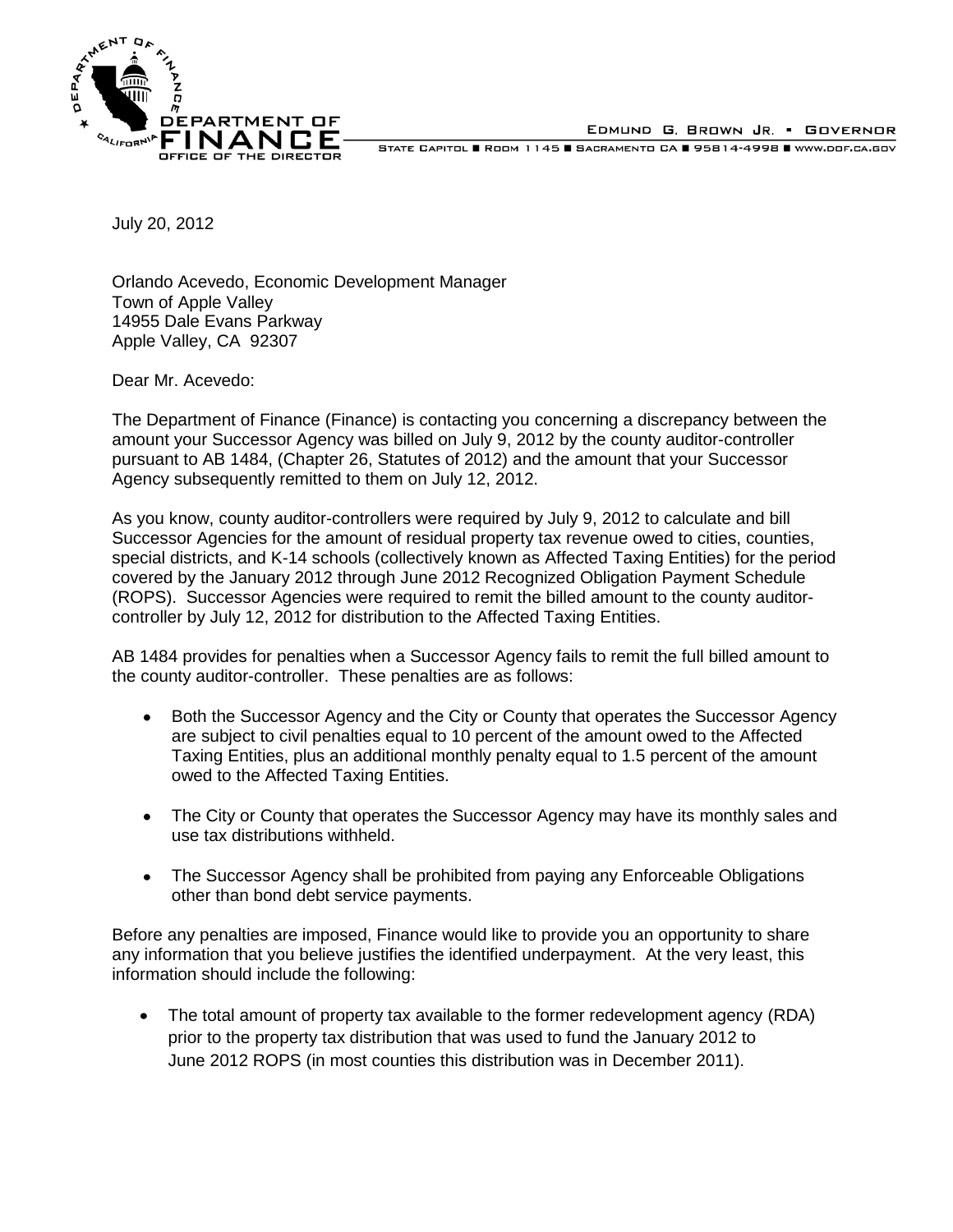DEPARTMENT OF FINANCE
OFFICE OF THE DIRECTOR

EDMUND G. BROWN JR. • GOVERNOR

STATE CAPITOL ■ ROOM 1145 ■ SACRAMENTO CA ■ 95814-4998 ■ WWW.DOF.CA.GOV

July 20, 2012

Orlando Acevedo, Economic Development Manager
Town of Apple Valley
14955 Dale Evans Parkway
Apple Valley, CA 92307

Dear Mr. Acevedo:

The Department of Finance (Finance) is contacting you concerning a discrepancy between the amount your Successor Agency was billed on July 9, 2012 by the county auditor-controller pursuant to AB 1484, (Chapter 26, Statutes of 2012) and the amount that your Successor Agency subsequently remitted to them on July 12, 2012.

As you know, county auditor-controllers were required by July 9, 2012 to calculate and bill Successor Agencies for the amount of residual property tax revenue owed to cities, counties, special districts, and K-14 schools (collectively known as Affected Taxing Entities) for the period covered by the January 2012 through June 2012 Recognized Obligation Payment Schedule (ROPS). Successor Agencies were required to remit the billed amount to the county auditor-controller by July 12, 2012 for distribution to the Affected Taxing Entities.

AB 1484 provides for penalties when a Successor Agency fails to remit the full billed amount to the county auditor-controller. These penalties are as follows:

- Both the Successor Agency and the City or County that operates the Successor Agency are subject to civil penalties equal to 10 percent of the amount owed to the Affected Taxing Entities, plus an additional monthly penalty equal to 1.5 percent of the amount owed to the Affected Taxing Entities.
- The City or County that operates the Successor Agency may have its monthly sales and use tax distributions withheld.
- The Successor Agency shall be prohibited from paying any Enforceable Obligations other than bond debt service payments.

Before any penalties are imposed, Finance would like to provide you an opportunity to share any information that you believe justifies the identified underpayment. At the very least, this information should include the following:

- The total amount of property tax available to the former redevelopment agency (RDA) prior to the property tax distribution that was used to fund the January 2012 to June 2012 ROPS (in most counties this distribution was in December 2011).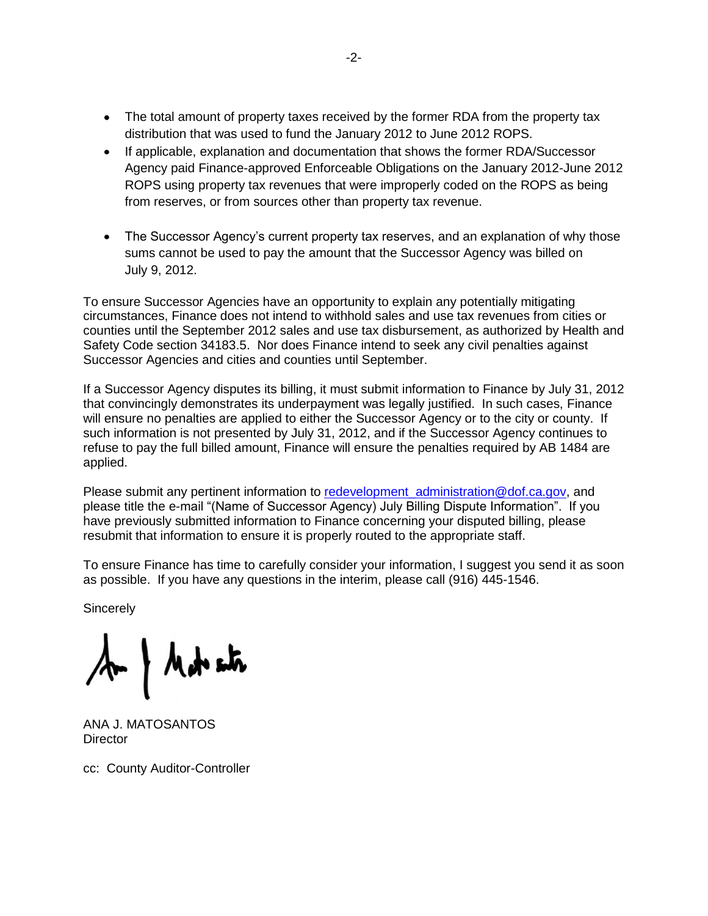- The total amount of property taxes received by the former RDA from the property tax distribution that was used to fund the January 2012 to June 2012 ROPS.
- If applicable, explanation and documentation that shows the former RDA/Successor Agency paid Finance-approved Enforceable Obligations on the January 2012-June 2012 ROPS using property tax revenues that were improperly coded on the ROPS as being from reserves, or from sources other than property tax revenue.
- The Successor Agency's current property tax reserves, and an explanation of why those sums cannot be used to pay the amount that the Successor Agency was billed on July 9, 2012.

To ensure Successor Agencies have an opportunity to explain any potentially mitigating circumstances, Finance does not intend to withhold sales and use tax revenues from cities or counties until the September 2012 sales and use tax disbursement, as authorized by Health and Safety Code section 34183.5. Nor does Finance intend to seek any civil penalties against Successor Agencies and cities and counties until September.

If a Successor Agency disputes its billing, it must submit information to Finance by July 31, 2012 that convincingly demonstrates its underpayment was legally justified. In such cases, Finance will ensure no penalties are applied to either the Successor Agency or to the city or county. If such information is not presented by July 31, 2012, and if the Successor Agency continues to refuse to pay the full billed amount, Finance will ensure the penalties required by AB 1484 are applied.

Please submit any pertinent information to redevelopment_administration@dof.ca.gov, and please title the e-mail "(Name of Successor Agency) July Billing Dispute Information". If you have previously submitted information to Finance concerning your disputed billing, please resubmit that information to ensure it is properly routed to the appropriate staff.

To ensure Finance has time to carefully consider your information, I suggest you send it as soon as possible. If you have any questions in the interim, please call (916) 445-1546.

Sincerely

ANA J. MATOSANTOS
Director

cc: County Auditor-Controller